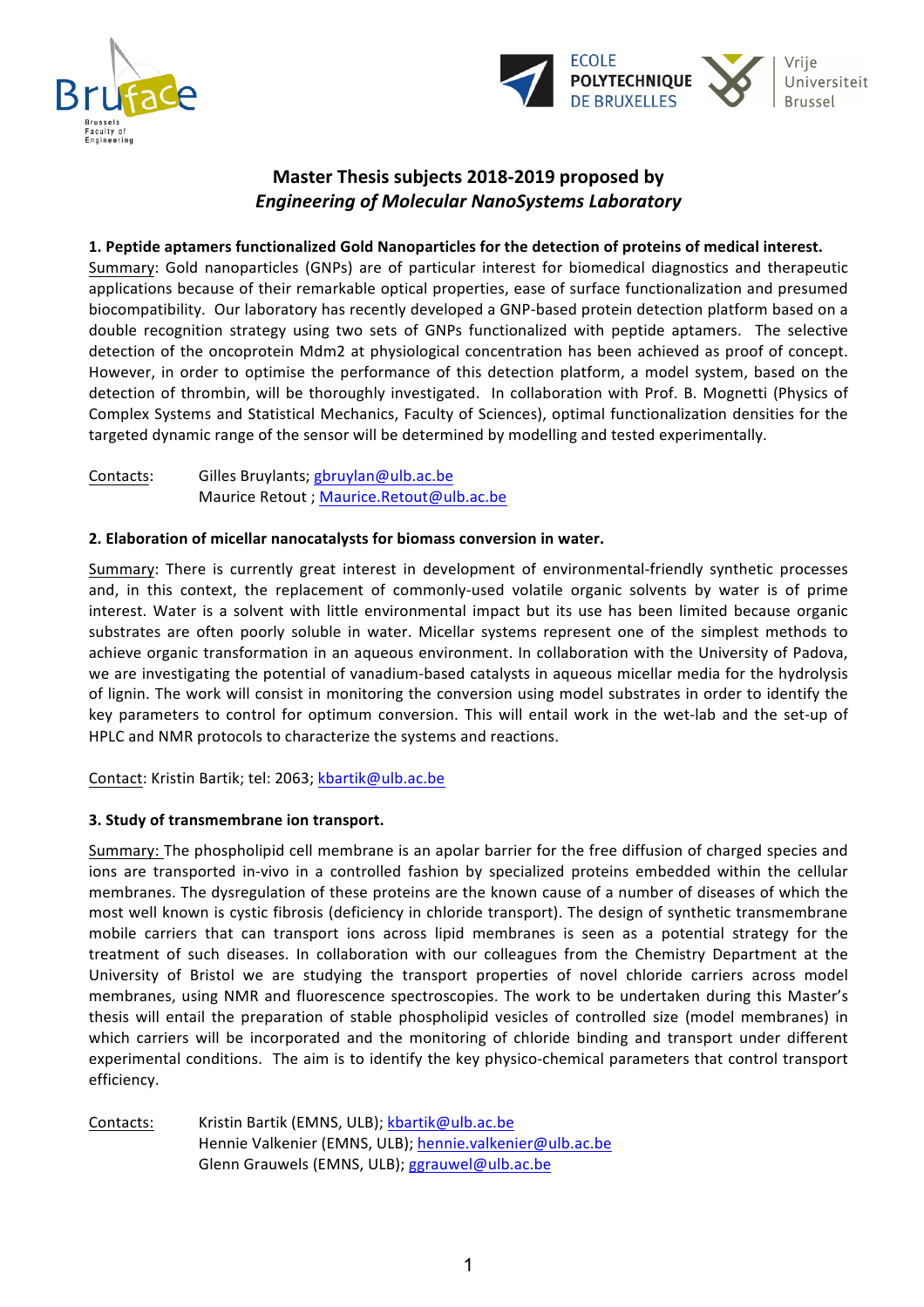# Master Thesis subjects 2018-2019 proposed by *Engineering of Molecular NanoSystems Laboratory*

## 1. Peptide aptamers functionalized Gold Nanoparticles for the detection of proteins of medical interest.

Summary: Gold nanoparticles (GNPs) are of particular interest for biomedical diagnostics and therapeutic applications because of their remarkable optical properties, ease of surface functionalization and presumed biocompatibility. Our laboratory has recently developed a GNP-based protein detection platform based on a double recognition strategy using two sets of GNPs functionalized with peptide aptamers. The selective detection of the oncoprotein Mdm2 at physiological concentration has been achieved as proof of concept. However, in order to optimise the performance of this detection platform, a model system, based on the detection of thrombin, will be thoroughly investigated. In collaboration with Prof. B. Mognetti (Physics of Complex Systems and Statistical Mechanics, Faculty of Sciences), optimal functionalization densities for the targeted dynamic range of the sensor will be determined by modelling and tested experimentally.

Contacts: Gilles Bruylants; gbruylan@ulb.ac.be
Maurice Retout ; Maurice.Retout@ulb.ac.be

## 2. Elaboration of micellar nanocatalysts for biomass conversion in water.

Summary: There is currently great interest in development of environmental-friendly synthetic processes and, in this context, the replacement of commonly-used volatile organic solvents by water is of prime interest. Water is a solvent with little environmental impact but its use has been limited because organic substrates are often poorly soluble in water. Micellar systems represent one of the simplest methods to achieve organic transformation in an aqueous environment. In collaboration with the University of Padova, we are investigating the potential of vanadium-based catalysts in aqueous micellar media for the hydrolysis of lignin. The work will consist in monitoring the conversion using model substrates in order to identify the key parameters to control for optimum conversion. This will entail work in the wet-lab and the set-up of HPLC and NMR protocols to characterize the systems and reactions.

Contact: Kristin Bartik; tel: 2063; kbartik@ulb.ac.be

## 3. Study of transmembrane ion transport.

Summary: The phospholipid cell membrane is an apolar barrier for the free diffusion of charged species and ions are transported in-vivo in a controlled fashion by specialized proteins embedded within the cellular membranes. The dysregulation of these proteins are the known cause of a number of diseases of which the most well known is cystic fibrosis (deficiency in chloride transport). The design of synthetic transmembrane mobile carriers that can transport ions across lipid membranes is seen as a potential strategy for the treatment of such diseases. In collaboration with our colleagues from the Chemistry Department at the University of Bristol we are studying the transport properties of novel chloride carriers across model membranes, using NMR and fluorescence spectroscopies. The work to be undertaken during this Master's thesis will entail the preparation of stable phospholipid vesicles of controlled size (model membranes) in which carriers will be incorporated and the monitoring of chloride binding and transport under different experimental conditions. The aim is to identify the key physico-chemical parameters that control transport efficiency.

Contacts: Kristin Bartik (EMNS, ULB); kbartik@ulb.ac.be
Hennie Valkenier (EMNS, ULB); hennie.valkenier@ulb.ac.be
Glenn Grauwels (EMNS, ULB); ggrauwel@ulb.ac.be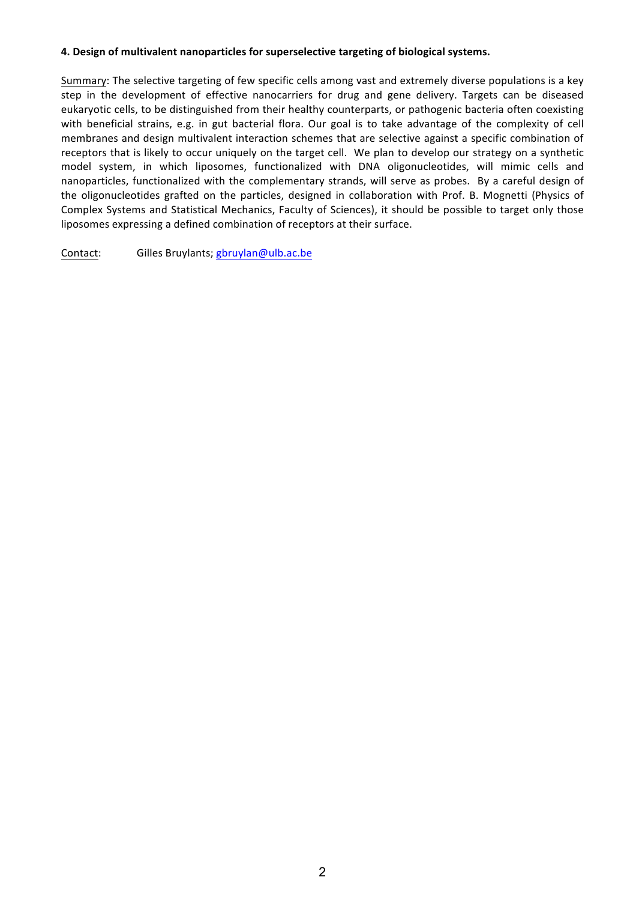**4. Design of multivalent nanoparticles for superselective targeting of biological systems.**

Summary: The selective targeting of few specific cells among vast and extremely diverse populations is a key step in the development of effective nanocarriers for drug and gene delivery. Targets can be diseased eukaryotic cells, to be distinguished from their healthy counterparts, or pathogenic bacteria often coexisting with beneficial strains, e.g. in gut bacterial flora. Our goal is to take advantage of the complexity of cell membranes and design multivalent interaction schemes that are selective against a specific combination of receptors that is likely to occur uniquely on the target cell. We plan to develop our strategy on a synthetic model system, in which liposomes, functionalized with DNA oligonucleotides, will mimic cells and nanoparticles, functionalized with the complementary strands, will serve as probes. By a careful design of the oligonucleotides grafted on the particles, designed in collaboration with Prof. B. Mognetti (Physics of Complex Systems and Statistical Mechanics, Faculty of Sciences), it should be possible to target only those liposomes expressing a defined combination of receptors at their surface.

Contact: Gilles Bruylants; gbruylan@ulb.ac.be